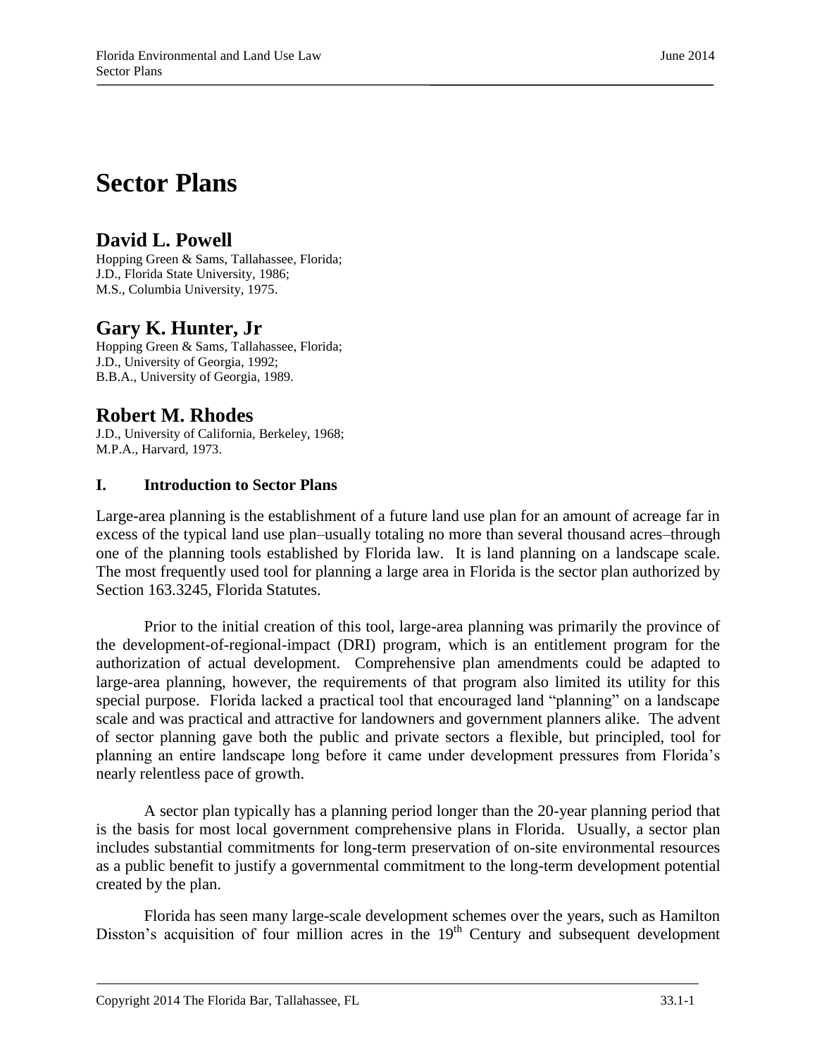# Sector Plans

## David L. Powell

Hopping Green & Sams, Tallahassee, Florida;
J.D., Florida State University, 1986;
M.S., Columbia University, 1975.

## Gary K. Hunter, Jr

Hopping Green & Sams, Tallahassee, Florida;
J.D., University of Georgia, 1992;
B.B.A., University of Georgia, 1989.

## Robert M. Rhodes

J.D., University of California, Berkeley, 1968;
M.P.A., Harvard, 1973.

### I. Introduction to Sector Plans

Large-area planning is the establishment of a future land use plan for an amount of acreage far in excess of the typical land use plan–usually totaling no more than several thousand acres–through one of the planning tools established by Florida law. It is land planning on a landscape scale. The most frequently used tool for planning a large area in Florida is the sector plan authorized by Section 163.3245, Florida Statutes.

Prior to the initial creation of this tool, large-area planning was primarily the province of the development-of-regional-impact (DRI) program, which is an entitlement program for the authorization of actual development. Comprehensive plan amendments could be adapted to large-area planning, however, the requirements of that program also limited its utility for this special purpose. Florida lacked a practical tool that encouraged land "planning" on a landscape scale and was practical and attractive for landowners and government planners alike. The advent of sector planning gave both the public and private sectors a flexible, but principled, tool for planning an entire landscape long before it came under development pressures from Florida's nearly relentless pace of growth.

A sector plan typically has a planning period longer than the 20-year planning period that is the basis for most local government comprehensive plans in Florida. Usually, a sector plan includes substantial commitments for long-term preservation of on-site environmental resources as a public benefit to justify a governmental commitment to the long-term development potential created by the plan.

Florida has seen many large-scale development schemes over the years, such as Hamilton Disston's acquisition of four million acres in the 19th Century and subsequent development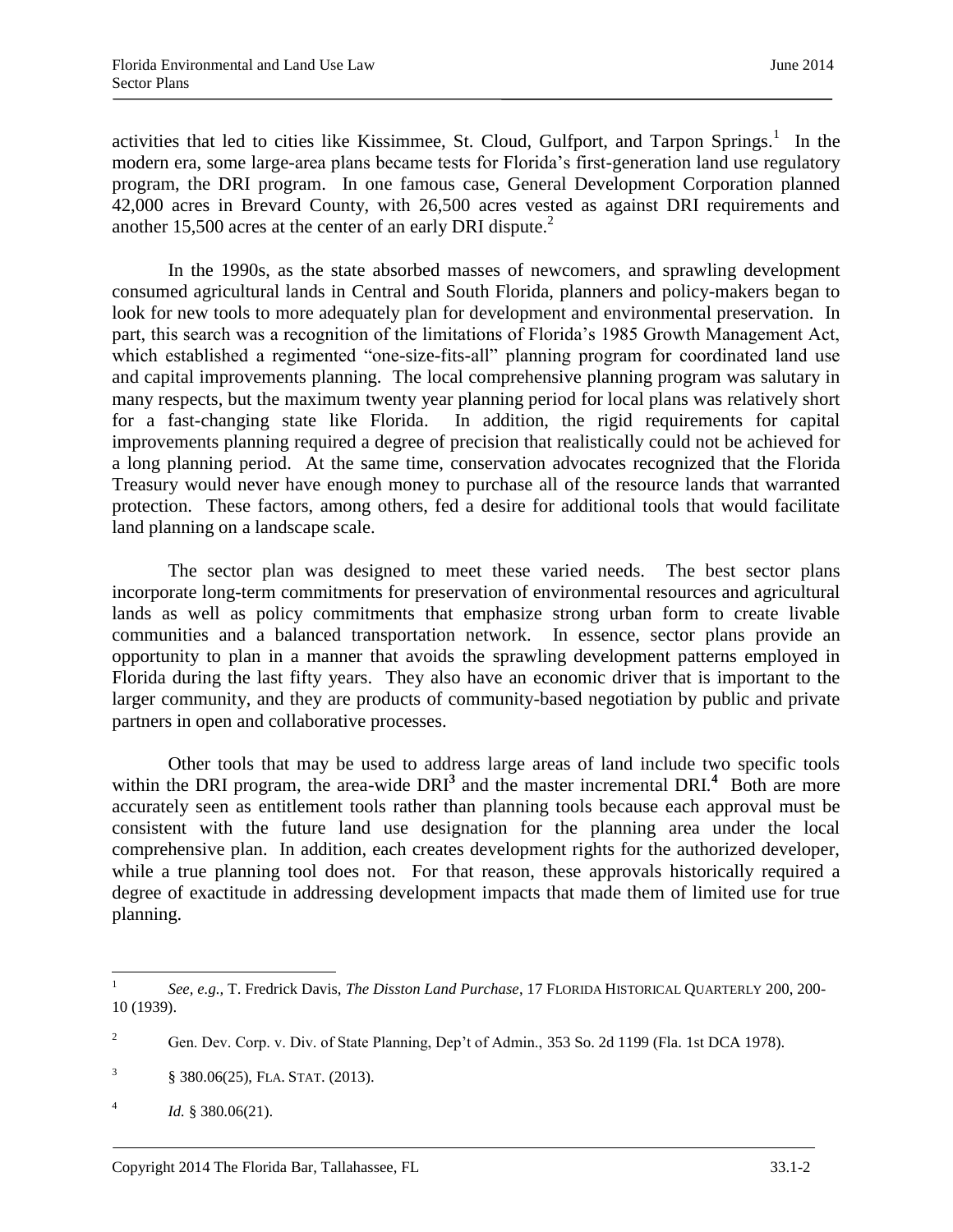activities that led to cities like Kissimmee, St. Cloud, Gulfport, and Tarpon Springs.[1] In the modern era, some large-area plans became tests for Florida's first-generation land use regulatory program, the DRI program. In one famous case, General Development Corporation planned 42,000 acres in Brevard County, with 26,500 acres vested as against DRI requirements and another 15,500 acres at the center of an early DRI dispute.[2]

In the 1990s, as the state absorbed masses of newcomers, and sprawling development consumed agricultural lands in Central and South Florida, planners and policy-makers began to look for new tools to more adequately plan for development and environmental preservation. In part, this search was a recognition of the limitations of Florida's 1985 Growth Management Act, which established a regimented "one-size-fits-all" planning program for coordinated land use and capital improvements planning. The local comprehensive planning program was salutary in many respects, but the maximum twenty year planning period for local plans was relatively short for a fast-changing state like Florida. In addition, the rigid requirements for capital improvements planning required a degree of precision that realistically could not be achieved for a long planning period. At the same time, conservation advocates recognized that the Florida Treasury would never have enough money to purchase all of the resource lands that warranted protection. These factors, among others, fed a desire for additional tools that would facilitate land planning on a landscape scale.

The sector plan was designed to meet these varied needs. The best sector plans incorporate long-term commitments for preservation of environmental resources and agricultural lands as well as policy commitments that emphasize strong urban form to create livable communities and a balanced transportation network. In essence, sector plans provide an opportunity to plan in a manner that avoids the sprawling development patterns employed in Florida during the last fifty years. They also have an economic driver that is important to the larger community, and they are products of community-based negotiation by public and private partners in open and collaborative processes.

Other tools that may be used to address large areas of land include two specific tools within the DRI program, the area-wide DRI[3] and the master incremental DRI.[4] Both are more accurately seen as entitlement tools rather than planning tools because each approval must be consistent with the future land use designation for the planning area under the local comprehensive plan. In addition, each creates development rights for the authorized developer, while a true planning tool does not. For that reason, these approvals historically required a degree of exactitude in addressing development impacts that made them of limited use for true planning.

---

[1] *See, e.g.,* T. Fredrick Davis, *The Disston Land Purchase*, 17 FLORIDA HISTORICAL QUARTERLY 200, 200-10 (1939).

[2] Gen. Dev. Corp. v. Div. of State Planning, Dep't of Admin., 353 So. 2d 1199 (Fla. 1st DCA 1978).

[3] § 380.06(25), FLA. STAT. (2013).

[4] *Id.* § 380.06(21).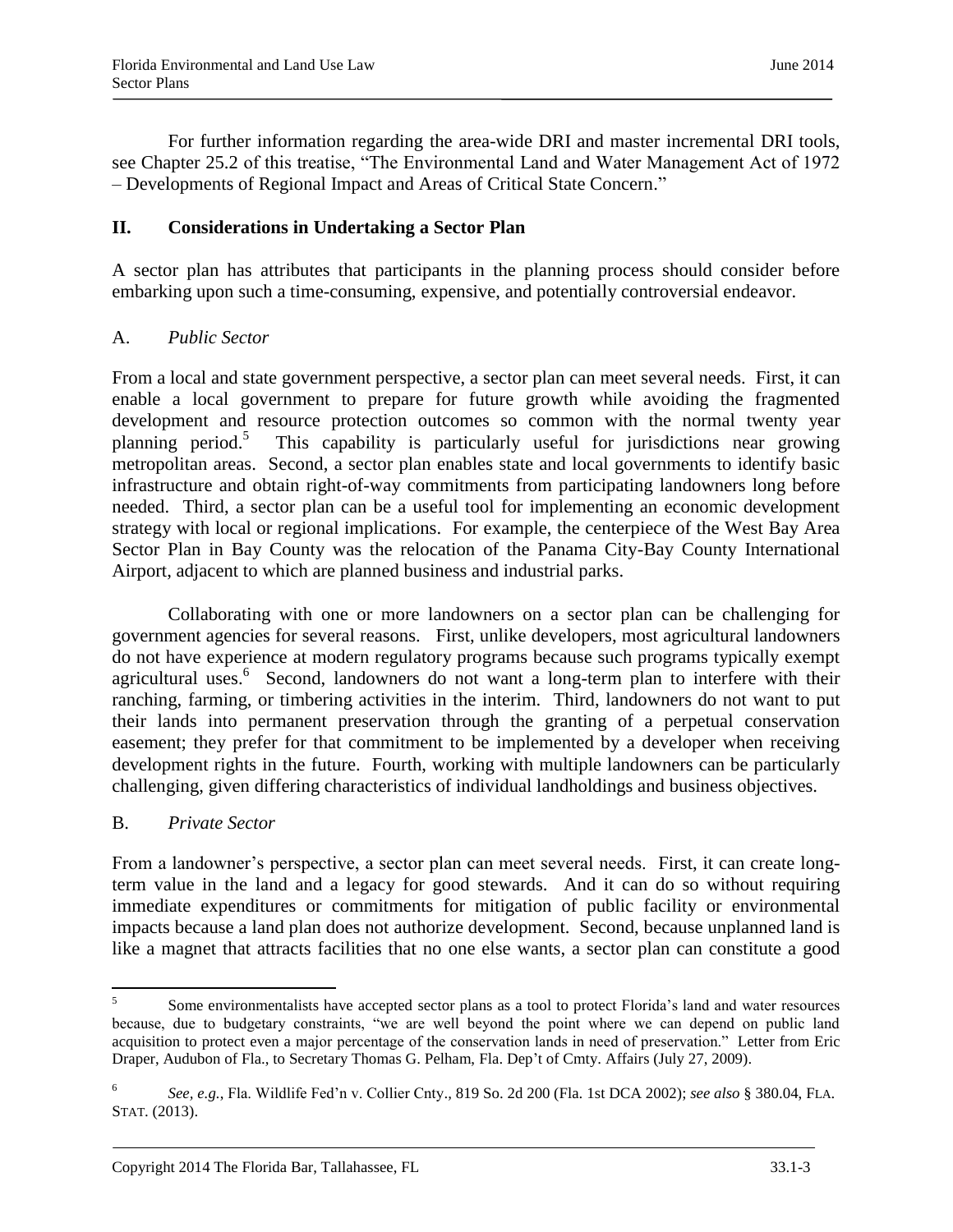For further information regarding the area-wide DRI and master incremental DRI tools, see Chapter 25.2 of this treatise, "The Environmental Land and Water Management Act of 1972 – Developments of Regional Impact and Areas of Critical State Concern."

## II. Considerations in Undertaking a Sector Plan

A sector plan has attributes that participants in the planning process should consider before embarking upon such a time-consuming, expensive, and potentially controversial endeavor.

### A. *Public Sector*

From a local and state government perspective, a sector plan can meet several needs. First, it can enable a local government to prepare for future growth while avoiding the fragmented development and resource protection outcomes so common with the normal twenty year planning period.[5] This capability is particularly useful for jurisdictions near growing metropolitan areas. Second, a sector plan enables state and local governments to identify basic infrastructure and obtain right-of-way commitments from participating landowners long before needed. Third, a sector plan can be a useful tool for implementing an economic development strategy with local or regional implications. For example, the centerpiece of the West Bay Area Sector Plan in Bay County was the relocation of the Panama City-Bay County International Airport, adjacent to which are planned business and industrial parks.

Collaborating with one or more landowners on a sector plan can be challenging for government agencies for several reasons. First, unlike developers, most agricultural landowners do not have experience at modern regulatory programs because such programs typically exempt agricultural uses.[6] Second, landowners do not want a long-term plan to interfere with their ranching, farming, or timbering activities in the interim. Third, landowners do not want to put their lands into permanent preservation through the granting of a perpetual conservation easement; they prefer for that commitment to be implemented by a developer when receiving development rights in the future. Fourth, working with multiple landowners can be particularly challenging, given differing characteristics of individual landholdings and business objectives.

### B. *Private Sector*

From a landowner's perspective, a sector plan can meet several needs. First, it can create long-term value in the land and a legacy for good stewards. And it can do so without requiring immediate expenditures or commitments for mitigation of public facility or environmental impacts because a land plan does not authorize development. Second, because unplanned land is like a magnet that attracts facilities that no one else wants, a sector plan can constitute a good

---

[5] Some environmentalists have accepted sector plans as a tool to protect Florida's land and water resources because, due to budgetary constraints, "we are well beyond the point where we can depend on public land acquisition to protect even a major percentage of the conservation lands in need of preservation." Letter from Eric Draper, Audubon of Fla., to Secretary Thomas G. Pelham, Fla. Dep't of Cmty. Affairs (July 27, 2009).

[6] *See, e.g.*, Fla. Wildlife Fed'n v. Collier Cnty., 819 So. 2d 200 (Fla. 1st DCA 2002); *see also* § 380.04, FLA. STAT. (2013).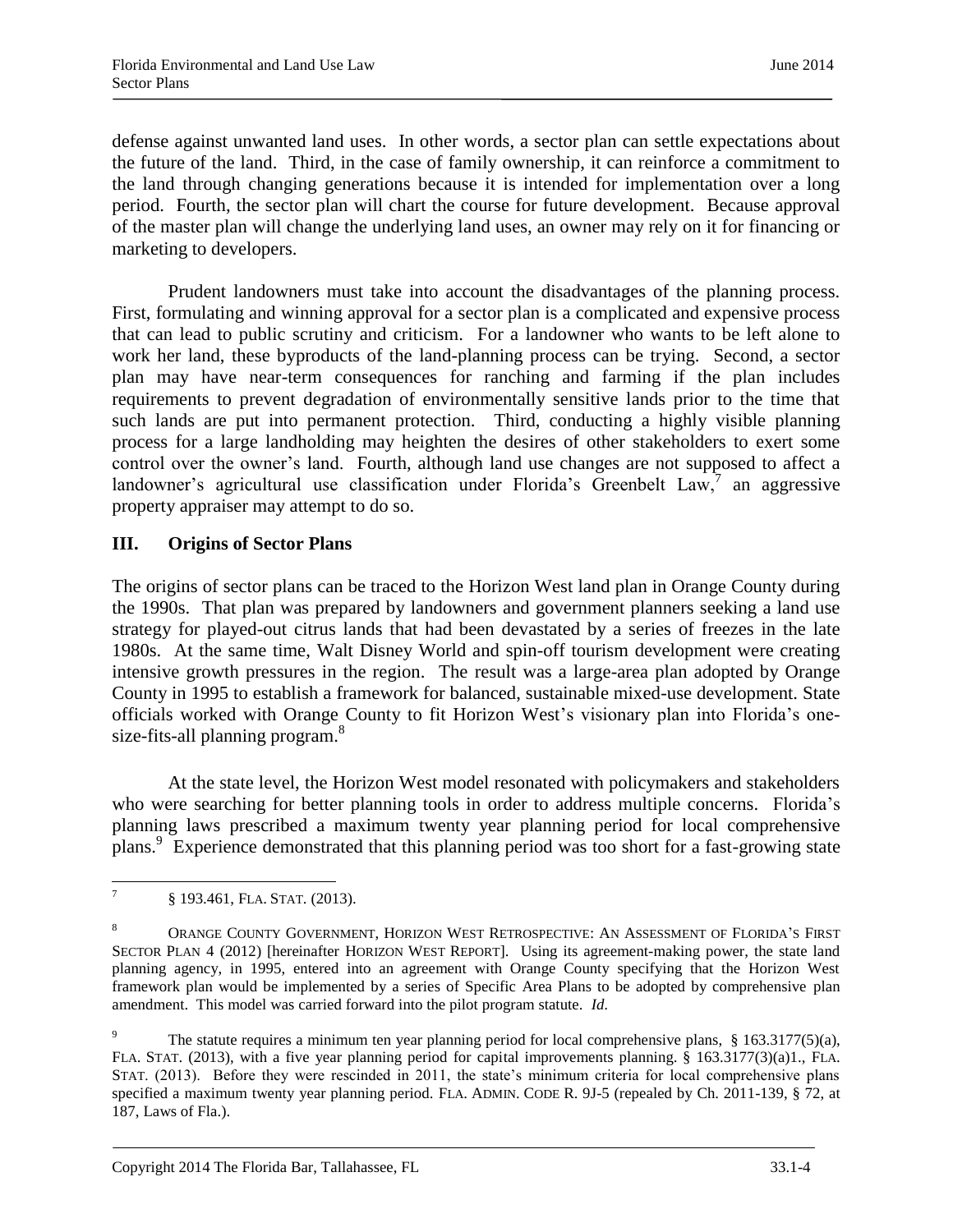defense against unwanted land uses. In other words, a sector plan can settle expectations about the future of the land. Third, in the case of family ownership, it can reinforce a commitment to the land through changing generations because it is intended for implementation over a long period. Fourth, the sector plan will chart the course for future development. Because approval of the master plan will change the underlying land uses, an owner may rely on it for financing or marketing to developers.

Prudent landowners must take into account the disadvantages of the planning process. First, formulating and winning approval for a sector plan is a complicated and expensive process that can lead to public scrutiny and criticism. For a landowner who wants to be left alone to work her land, these byproducts of the land-planning process can be trying. Second, a sector plan may have near-term consequences for ranching and farming if the plan includes requirements to prevent degradation of environmentally sensitive lands prior to the time that such lands are put into permanent protection. Third, conducting a highly visible planning process for a large landholding may heighten the desires of other stakeholders to exert some control over the owner's land. Fourth, although land use changes are not supposed to affect a landowner's agricultural use classification under Florida's Greenbelt Law,[7] an aggressive property appraiser may attempt to do so.

## III. Origins of Sector Plans

The origins of sector plans can be traced to the Horizon West land plan in Orange County during the 1990s. That plan was prepared by landowners and government planners seeking a land use strategy for played-out citrus lands that had been devastated by a series of freezes in the late 1980s. At the same time, Walt Disney World and spin-off tourism development were creating intensive growth pressures in the region. The result was a large-area plan adopted by Orange County in 1995 to establish a framework for balanced, sustainable mixed-use development. State officials worked with Orange County to fit Horizon West's visionary plan into Florida's one-size-fits-all planning program.[8]

At the state level, the Horizon West model resonated with policymakers and stakeholders who were searching for better planning tools in order to address multiple concerns. Florida's planning laws prescribed a maximum twenty year planning period for local comprehensive plans.[9] Experience demonstrated that this planning period was too short for a fast-growing state

---

[7] § 193.461, FLA. STAT. (2013).

[8] ORANGE COUNTY GOVERNMENT, HORIZON WEST RETROSPECTIVE: AN ASSESSMENT OF FLORIDA'S FIRST SECTOR PLAN 4 (2012) [hereinafter HORIZON WEST REPORT]. Using its agreement-making power, the state land planning agency, in 1995, entered into an agreement with Orange County specifying that the Horizon West framework plan would be implemented by a series of Specific Area Plans to be adopted by comprehensive plan amendment. This model was carried forward into the pilot program statute. *Id.*

[9] The statute requires a minimum ten year planning period for local comprehensive plans, § 163.3177(5)(a), FLA. STAT. (2013), with a five year planning period for capital improvements planning. § 163.3177(3)(a)1., FLA. STAT. (2013). Before they were rescinded in 2011, the state's minimum criteria for local comprehensive plans specified a maximum twenty year planning period. FLA. ADMIN. CODE R. 9J-5 (repealed by Ch. 2011-139, § 72, at 187, Laws of Fla.).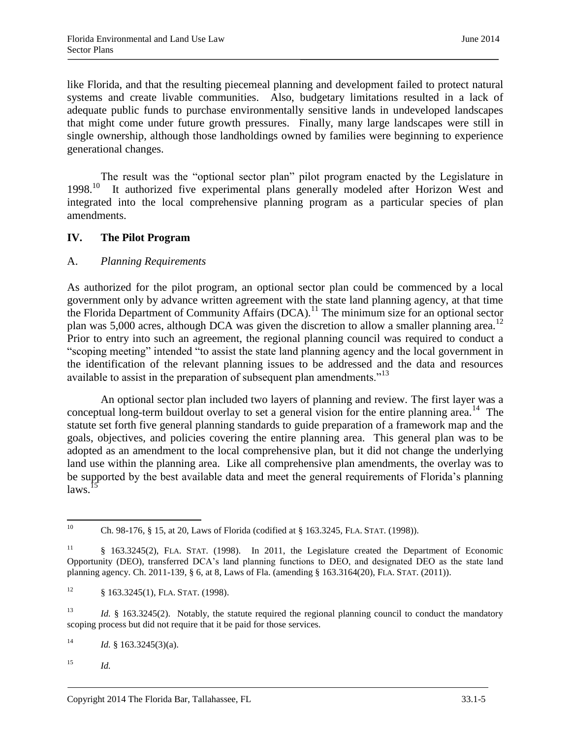like Florida, and that the resulting piecemeal planning and development failed to protect natural systems and create livable communities. Also, budgetary limitations resulted in a lack of adequate public funds to purchase environmentally sensitive lands in undeveloped landscapes that might come under future growth pressures. Finally, many large landscapes were still in single ownership, although those landholdings owned by families were beginning to experience generational changes.

The result was the "optional sector plan" pilot program enacted by the Legislature in 1998.[10] It authorized five experimental plans generally modeled after Horizon West and integrated into the local comprehensive planning program as a particular species of plan amendments.

## IV. The Pilot Program

### A. *Planning Requirements*

As authorized for the pilot program, an optional sector plan could be commenced by a local government only by advance written agreement with the state land planning agency, at that time the Florida Department of Community Affairs (DCA).[11] The minimum size for an optional sector plan was 5,000 acres, although DCA was given the discretion to allow a smaller planning area.[12] Prior to entry into such an agreement, the regional planning council was required to conduct a "scoping meeting" intended "to assist the state land planning agency and the local government in the identification of the relevant planning issues to be addressed and the data and resources available to assist in the preparation of subsequent plan amendments."[13]

An optional sector plan included two layers of planning and review. The first layer was a conceptual long-term buildout overlay to set a general vision for the entire planning area.[14] The statute set forth five general planning standards to guide preparation of a framework map and the goals, objectives, and policies covering the entire planning area. This general plan was to be adopted as an amendment to the local comprehensive plan, but it did not change the underlying land use within the planning area. Like all comprehensive plan amendments, the overlay was to be supported by the best available data and meet the general requirements of Florida's planning laws.[15]

---

[10] Ch. 98-176, § 15, at 20, Laws of Florida (codified at § 163.3245, FLA. STAT. (1998)).

[11] § 163.3245(2), FLA. STAT. (1998). In 2011, the Legislature created the Department of Economic Opportunity (DEO), transferred DCA's land planning functions to DEO, and designated DEO as the state land planning agency. Ch. 2011-139, § 6, at 8, Laws of Fla. (amending § 163.3164(20), FLA. STAT. (2011)).

[12] § 163.3245(1), FLA. STAT. (1998).

[13] *Id.* § 163.3245(2). Notably, the statute required the regional planning council to conduct the mandatory scoping process but did not require that it be paid for those services.

[14] *Id.* § 163.3245(3)(a).

[15] *Id.*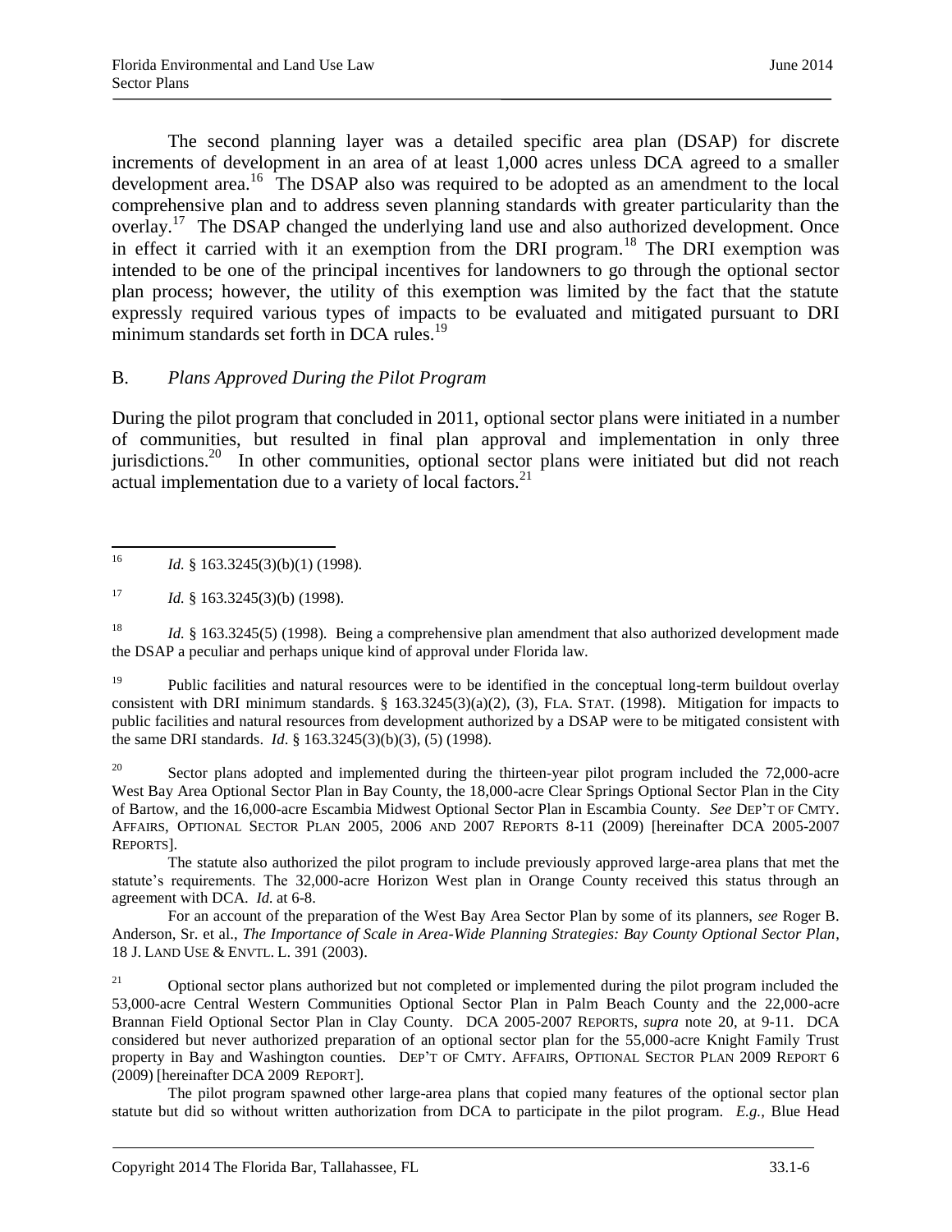The second planning layer was a detailed specific area plan (DSAP) for discrete increments of development in an area of at least 1,000 acres unless DCA agreed to a smaller development area.[16] The DSAP also was required to be adopted as an amendment to the local comprehensive plan and to address seven planning standards with greater particularity than the overlay.[17] The DSAP changed the underlying land use and also authorized development. Once in effect it carried with it an exemption from the DRI program.[18] The DRI exemption was intended to be one of the principal incentives for landowners to go through the optional sector plan process; however, the utility of this exemption was limited by the fact that the statute expressly required various types of impacts to be evaluated and mitigated pursuant to DRI minimum standards set forth in DCA rules.[19]

## B. *Plans Approved During the Pilot Program*

During the pilot program that concluded in 2011, optional sector plans were initiated in a number of communities, but resulted in final plan approval and implementation in only three jurisdictions.[20] In other communities, optional sector plans were initiated but did not reach actual implementation due to a variety of local factors.[21]

---

[16] *Id.* § 163.3245(3)(b)(1) (1998).

[17] *Id.* § 163.3245(3)(b) (1998).

[18] *Id.* § 163.3245(5) (1998). Being a comprehensive plan amendment that also authorized development made the DSAP a peculiar and perhaps unique kind of approval under Florida law.

[19] Public facilities and natural resources were to be identified in the conceptual long-term buildout overlay consistent with DRI minimum standards. § 163.3245(3)(a)(2), (3), FLA. STAT. (1998). Mitigation for impacts to public facilities and natural resources from development authorized by a DSAP were to be mitigated consistent with the same DRI standards. *Id*. § 163.3245(3)(b)(3), (5) (1998).

[20] Sector plans adopted and implemented during the thirteen-year pilot program included the 72,000-acre West Bay Area Optional Sector Plan in Bay County, the 18,000-acre Clear Springs Optional Sector Plan in the City of Bartow, and the 16,000-acre Escambia Midwest Optional Sector Plan in Escambia County. *See* DEP'T OF CMTY. AFFAIRS, OPTIONAL SECTOR PLAN 2005, 2006 AND 2007 REPORTS 8-11 (2009) [hereinafter DCA 2005-2007 REPORTS].

The statute also authorized the pilot program to include previously approved large-area plans that met the statute's requirements. The 32,000-acre Horizon West plan in Orange County received this status through an agreement with DCA. *Id.* at 6-8.

For an account of the preparation of the West Bay Area Sector Plan by some of its planners, *see* Roger B. Anderson, Sr. et al., *The Importance of Scale in Area-Wide Planning Strategies: Bay County Optional Sector Plan*, 18 J. LAND USE & ENVTL. L. 391 (2003).

[21] Optional sector plans authorized but not completed or implemented during the pilot program included the 53,000-acre Central Western Communities Optional Sector Plan in Palm Beach County and the 22,000-acre Brannan Field Optional Sector Plan in Clay County. DCA 2005-2007 REPORTS, *supra* note 20, at 9-11. DCA considered but never authorized preparation of an optional sector plan for the 55,000-acre Knight Family Trust property in Bay and Washington counties. DEP'T OF CMTY. AFFAIRS, OPTIONAL SECTOR PLAN 2009 REPORT 6 (2009) [hereinafter DCA 2009 REPORT].

The pilot program spawned other large-area plans that copied many features of the optional sector plan statute but did so without written authorization from DCA to participate in the pilot program. *E.g.*, Blue Head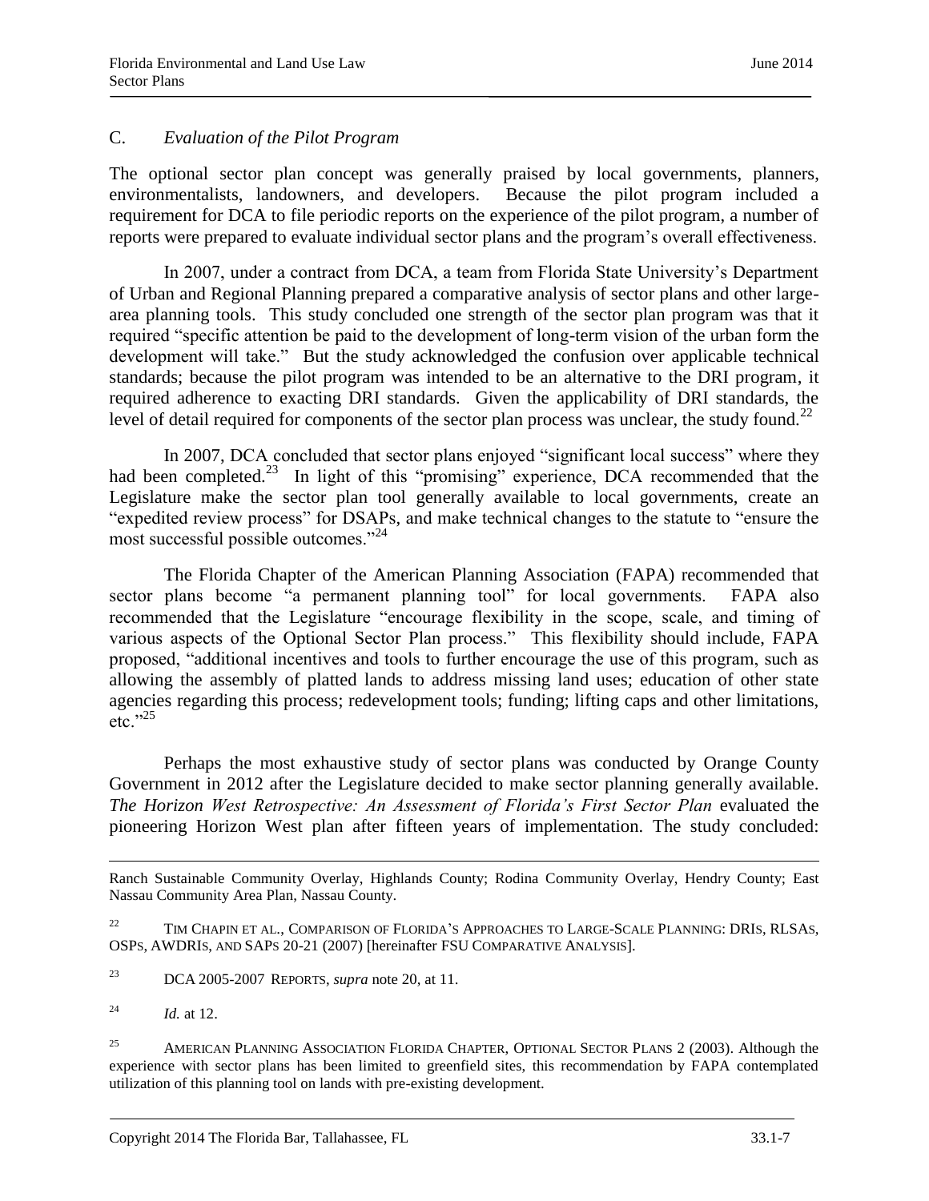C. *Evaluation of the Pilot Program*

The optional sector plan concept was generally praised by local governments, planners, environmentalists, landowners, and developers. Because the pilot program included a requirement for DCA to file periodic reports on the experience of the pilot program, a number of reports were prepared to evaluate individual sector plans and the program's overall effectiveness.

In 2007, under a contract from DCA, a team from Florida State University's Department of Urban and Regional Planning prepared a comparative analysis of sector plans and other large-area planning tools. This study concluded one strength of the sector plan program was that it required "specific attention be paid to the development of long-term vision of the urban form the development will take." But the study acknowledged the confusion over applicable technical standards; because the pilot program was intended to be an alternative to the DRI program, it required adherence to exacting DRI standards. Given the applicability of DRI standards, the level of detail required for components of the sector plan process was unclear, the study found.[22]

In 2007, DCA concluded that sector plans enjoyed "significant local success" where they had been completed.[23] In light of this "promising" experience, DCA recommended that the Legislature make the sector plan tool generally available to local governments, create an "expedited review process" for DSAPs, and make technical changes to the statute to "ensure the most successful possible outcomes."[24]

The Florida Chapter of the American Planning Association (FAPA) recommended that sector plans become "a permanent planning tool" for local governments. FAPA also recommended that the Legislature "encourage flexibility in the scope, scale, and timing of various aspects of the Optional Sector Plan process." This flexibility should include, FAPA proposed, "additional incentives and tools to further encourage the use of this program, such as allowing the assembly of platted lands to address missing land uses; education of other state agencies regarding this process; redevelopment tools; funding; lifting caps and other limitations, etc."[25]

Perhaps the most exhaustive study of sector plans was conducted by Orange County Government in 2012 after the Legislature decided to make sector planning generally available. *The Horizon West Retrospective: An Assessment of Florida's First Sector Plan* evaluated the pioneering Horizon West plan after fifteen years of implementation. The study concluded:

---

Ranch Sustainable Community Overlay, Highlands County; Rodina Community Overlay, Hendry County; East Nassau Community Area Plan, Nassau County.

[22] TIM CHAPIN ET AL., COMPARISON OF FLORIDA'S APPROACHES TO LARGE-SCALE PLANNING: DRIS, RLSAS, OSPS, AWDRIS, AND SAPS 20-21 (2007) [hereinafter FSU COMPARATIVE ANALYSIS].

[23] DCA 2005-2007 REPORTS, *supra* note 20, at 11.

[24] *Id.* at 12.

[25] AMERICAN PLANNING ASSOCIATION FLORIDA CHAPTER, OPTIONAL SECTOR PLANS 2 (2003). Although the experience with sector plans has been limited to greenfield sites, this recommendation by FAPA contemplated utilization of this planning tool on lands with pre-existing development.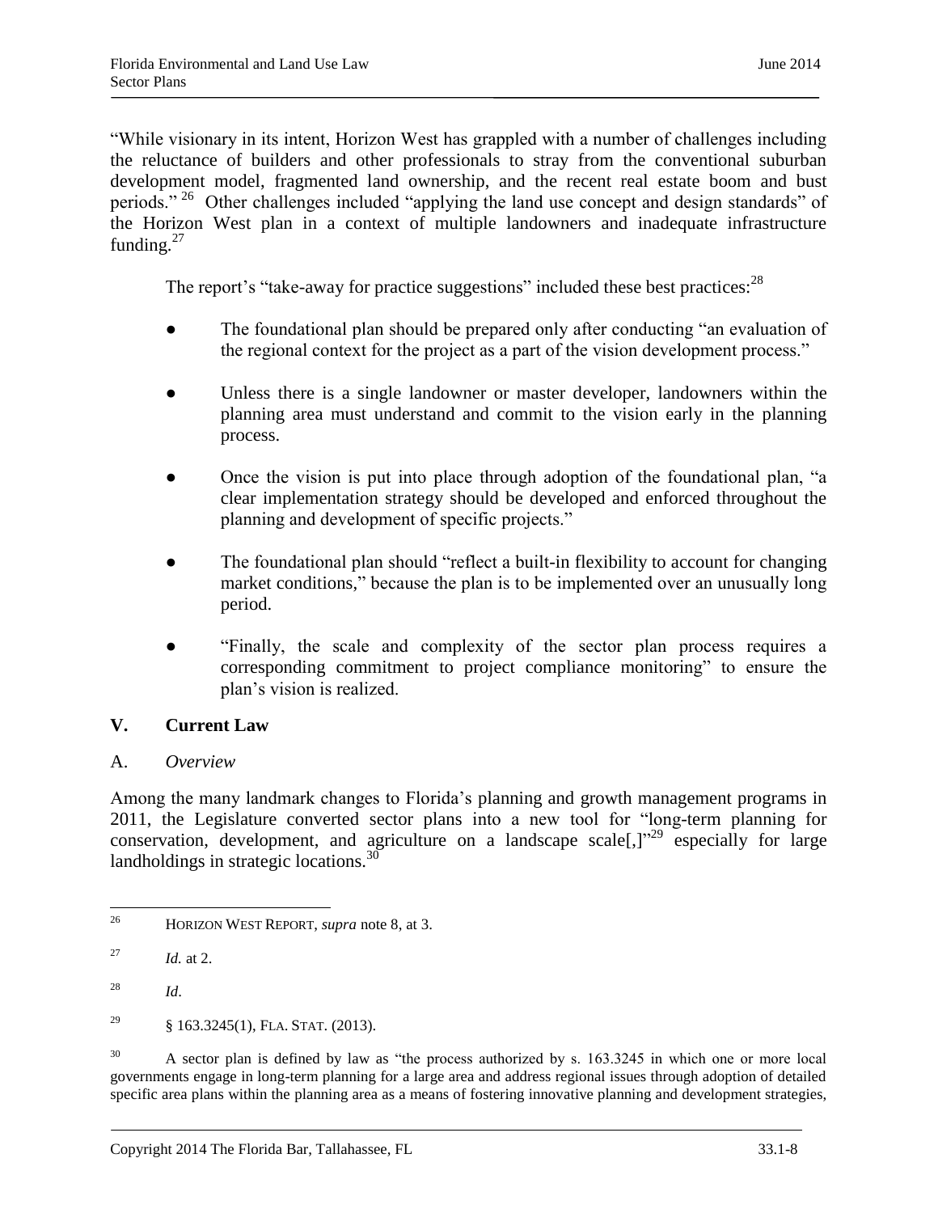"While visionary in its intent, Horizon West has grappled with a number of challenges including the reluctance of builders and other professionals to stray from the conventional suburban development model, fragmented land ownership, and the recent real estate boom and bust periods."[26] Other challenges included "applying the land use concept and design standards" of the Horizon West plan in a context of multiple landowners and inadequate infrastructure funding.[27]

The report's "take-away for practice suggestions" included these best practices:[28]

- The foundational plan should be prepared only after conducting "an evaluation of the regional context for the project as a part of the vision development process."
- Unless there is a single landowner or master developer, landowners within the planning area must understand and commit to the vision early in the planning process.
- Once the vision is put into place through adoption of the foundational plan, "a clear implementation strategy should be developed and enforced throughout the planning and development of specific projects."
- The foundational plan should "reflect a built-in flexibility to account for changing market conditions," because the plan is to be implemented over an unusually long period.
- "Finally, the scale and complexity of the sector plan process requires a corresponding commitment to project compliance monitoring" to ensure the plan's vision is realized.

## V. Current Law

### A. *Overview*

Among the many landmark changes to Florida's planning and growth management programs in 2011, the Legislature converted sector plans into a new tool for "long-term planning for conservation, development, and agriculture on a landscape scale[,]"[29] especially for large landholdings in strategic locations.[30]

---

[26] HORIZON WEST REPORT, *supra* note 8, at 3.

[27] *Id.* at 2.

[28] *Id*.

[29] § 163.3245(1), FLA. STAT. (2013).

[30] A sector plan is defined by law as "the process authorized by s. 163.3245 in which one or more local governments engage in long-term planning for a large area and address regional issues through adoption of detailed specific area plans within the planning area as a means of fostering innovative planning and development strategies,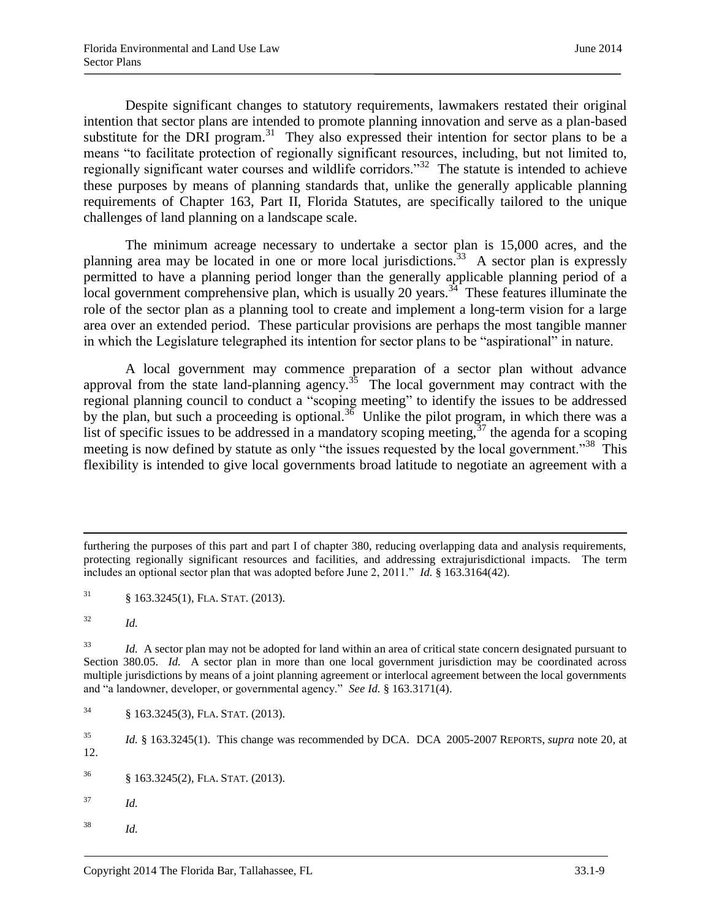Despite significant changes to statutory requirements, lawmakers restated their original intention that sector plans are intended to promote planning innovation and serve as a plan-based substitute for the DRI program.[31] They also expressed their intention for sector plans to be a means "to facilitate protection of regionally significant resources, including, but not limited to, regionally significant water courses and wildlife corridors."[32] The statute is intended to achieve these purposes by means of planning standards that, unlike the generally applicable planning requirements of Chapter 163, Part II, Florida Statutes, are specifically tailored to the unique challenges of land planning on a landscape scale.

The minimum acreage necessary to undertake a sector plan is 15,000 acres, and the planning area may be located in one or more local jurisdictions.[33] A sector plan is expressly permitted to have a planning period longer than the generally applicable planning period of a local government comprehensive plan, which is usually 20 years.[34] These features illuminate the role of the sector plan as a planning tool to create and implement a long-term vision for a large area over an extended period. These particular provisions are perhaps the most tangible manner in which the Legislature telegraphed its intention for sector plans to be "aspirational" in nature.

A local government may commence preparation of a sector plan without advance approval from the state land-planning agency.[35] The local government may contract with the regional planning council to conduct a "scoping meeting" to identify the issues to be addressed by the plan, but such a proceeding is optional.[36] Unlike the pilot program, in which there was a list of specific issues to be addressed in a mandatory scoping meeting,[37] the agenda for a scoping meeting is now defined by statute as only "the issues requested by the local government."[38] This flexibility is intended to give local governments broad latitude to negotiate an agreement with a

---

furthering the purposes of this part and part I of chapter 380, reducing overlapping data and analysis requirements, protecting regionally significant resources and facilities, and addressing extrajurisdictional impacts. The term includes an optional sector plan that was adopted before June 2, 2011." *Id.* § 163.3164(42).

[31] § 163.3245(1), FLA. STAT. (2013).

[32] *Id.*

[33] *Id.* A sector plan may not be adopted for land within an area of critical state concern designated pursuant to Section 380.05. *Id.* A sector plan in more than one local government jurisdiction may be coordinated across multiple jurisdictions by means of a joint planning agreement or interlocal agreement between the local governments and "a landowner, developer, or governmental agency." *See Id.* § 163.3171(4).

[34] § 163.3245(3), FLA. STAT. (2013).

[35] *Id.* § 163.3245(1). This change was recommended by DCA. DCA 2005-2007 REPORTS, *supra* note 20, at 12.

[36] § 163.3245(2), FLA. STAT. (2013).

[37] *Id.*

[38] *Id.*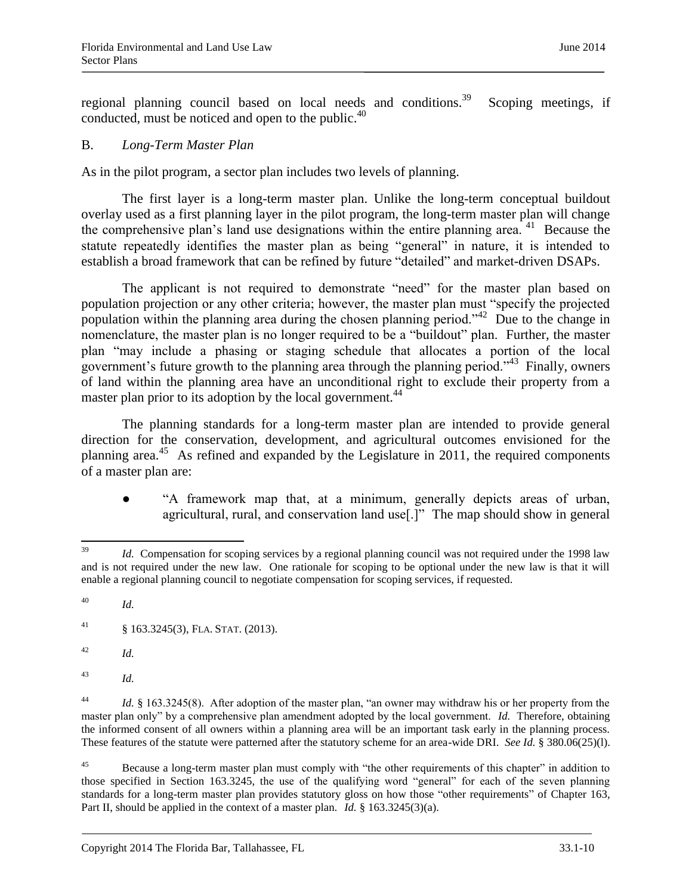regional planning council based on local needs and conditions.[39] Scoping meetings, if conducted, must be noticed and open to the public.[40]

### B. *Long-Term Master Plan*

As in the pilot program, a sector plan includes two levels of planning.

The first layer is a long-term master plan. Unlike the long-term conceptual buildout overlay used as a first planning layer in the pilot program, the long-term master plan will change the comprehensive plan's land use designations within the entire planning area.[41] Because the statute repeatedly identifies the master plan as being "general" in nature, it is intended to establish a broad framework that can be refined by future "detailed" and market-driven DSAPs.

The applicant is not required to demonstrate "need" for the master plan based on population projection or any other criteria; however, the master plan must "specify the projected population within the planning area during the chosen planning period."[42] Due to the change in nomenclature, the master plan is no longer required to be a "buildout" plan. Further, the master plan "may include a phasing or staging schedule that allocates a portion of the local government's future growth to the planning area through the planning period."[43] Finally, owners of land within the planning area have an unconditional right to exclude their property from a master plan prior to its adoption by the local government.[44]

The planning standards for a long-term master plan are intended to provide general direction for the conservation, development, and agricultural outcomes envisioned for the planning area.[45] As refined and expanded by the Legislature in 2011, the required components of a master plan are:

- "A framework map that, at a minimum, generally depicts areas of urban, agricultural, rural, and conservation land use[.]" The map should show in general

---

[39] *Id.* Compensation for scoping services by a regional planning council was not required under the 1998 law and is not required under the new law. One rationale for scoping to be optional under the new law is that it will enable a regional planning council to negotiate compensation for scoping services, if requested.

[40] *Id.*

[41] § 163.3245(3), FLA. STAT. (2013).

[42] *Id.*

[43] *Id.*

[44] *Id.* § 163.3245(8). After adoption of the master plan, "an owner may withdraw his or her property from the master plan only" by a comprehensive plan amendment adopted by the local government. *Id.* Therefore, obtaining the informed consent of all owners within a planning area will be an important task early in the planning process. These features of the statute were patterned after the statutory scheme for an area-wide DRI. *See Id.* § 380.06(25)(l).

[45] Because a long-term master plan must comply with "the other requirements of this chapter" in addition to those specified in Section 163.3245, the use of the qualifying word "general" for each of the seven planning standards for a long-term master plan provides statutory gloss on how those "other requirements" of Chapter 163, Part II, should be applied in the context of a master plan. *Id.* § 163.3245(3)(a).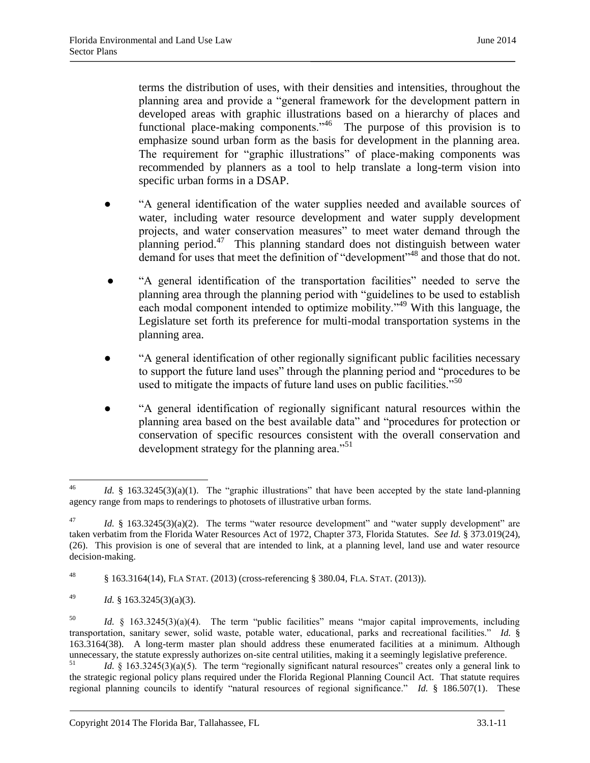terms the distribution of uses, with their densities and intensities, throughout the planning area and provide a "general framework for the development pattern in developed areas with graphic illustrations based on a hierarchy of places and functional place-making components."[46] The purpose of this provision is to emphasize sound urban form as the basis for development in the planning area. The requirement for "graphic illustrations" of place-making components was recommended by planners as a tool to help translate a long-term vision into specific urban forms in a DSAP.

- "A general identification of the water supplies needed and available sources of water, including water resource development and water supply development projects, and water conservation measures" to meet water demand through the planning period.[47] This planning standard does not distinguish between water demand for uses that meet the definition of "development"[48] and those that do not.

- "A general identification of the transportation facilities" needed to serve the planning area through the planning period with "guidelines to be used to establish each modal component intended to optimize mobility."[49] With this language, the Legislature set forth its preference for multi-modal transportation systems in the planning area.

- "A general identification of other regionally significant public facilities necessary to support the future land uses" through the planning period and "procedures to be used to mitigate the impacts of future land uses on public facilities."[50]

- "A general identification of regionally significant natural resources within the planning area based on the best available data" and "procedures for protection or conservation of specific resources consistent with the overall conservation and development strategy for the planning area."[51]

---

[46] *Id.* § 163.3245(3)(a)(1). The "graphic illustrations" that have been accepted by the state land-planning agency range from maps to renderings to photosets of illustrative urban forms.

[47] *Id.* § 163.3245(3)(a)(2). The terms "water resource development" and "water supply development" are taken verbatim from the Florida Water Resources Act of 1972, Chapter 373, Florida Statutes. *See Id.* § 373.019(24), (26). This provision is one of several that are intended to link, at a planning level, land use and water resource decision-making.

[48] § 163.3164(14), FLA STAT. (2013) (cross-referencing § 380.04, FLA. STAT. (2013)).

[49] *Id.* § 163.3245(3)(a)(3).

[50] *Id.* § 163.3245(3)(a)(4). The term "public facilities" means "major capital improvements, including transportation, sanitary sewer, solid waste, potable water, educational, parks and recreational facilities." *Id.* § 163.3164(38). A long-term master plan should address these enumerated facilities at a minimum. Although unnecessary, the statute expressly authorizes on-site central utilities, making it a seemingly legislative preference.

[51] *Id.* § 163.3245(3)(a)(5). The term "regionally significant natural resources" creates only a general link to the strategic regional policy plans required under the Florida Regional Planning Council Act. That statute requires regional planning councils to identify "natural resources of regional significance." *Id.* § 186.507(1). These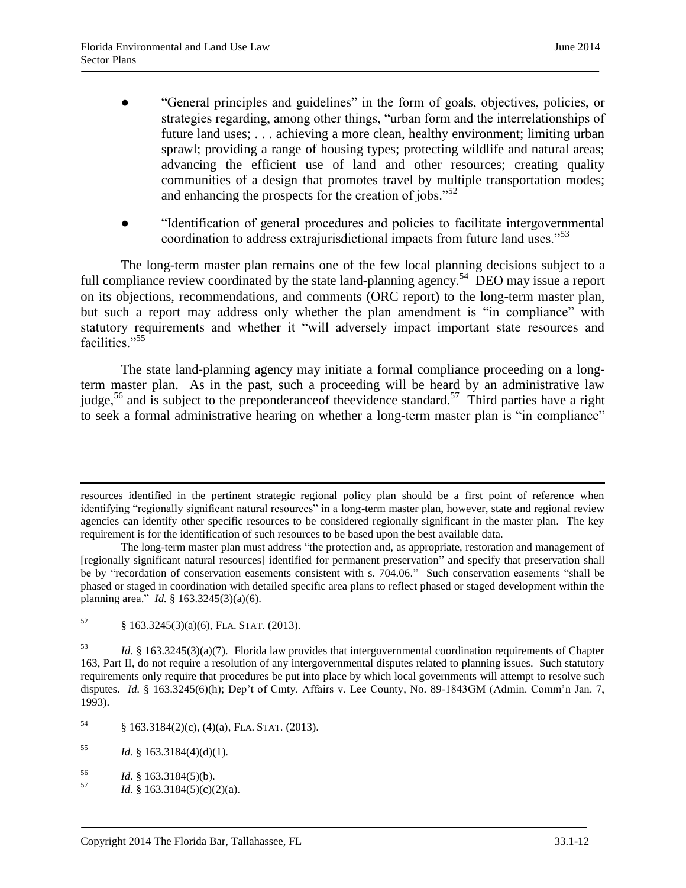- "General principles and guidelines" in the form of goals, objectives, policies, or strategies regarding, among other things, "urban form and the interrelationships of future land uses; . . . achieving a more clean, healthy environment; limiting urban sprawl; providing a range of housing types; protecting wildlife and natural areas; advancing the efficient use of land and other resources; creating quality communities of a design that promotes travel by multiple transportation modes; and enhancing the prospects for the creation of jobs."[52]

- "Identification of general procedures and policies to facilitate intergovernmental coordination to address extrajurisdictional impacts from future land uses."[53]

The long-term master plan remains one of the few local planning decisions subject to a full compliance review coordinated by the state land-planning agency.[54] DEO may issue a report on its objections, recommendations, and comments (ORC report) to the long-term master plan, but such a report may address only whether the plan amendment is "in compliance" with statutory requirements and whether it "will adversely impact important state resources and facilities."[55]

The state land-planning agency may initiate a formal compliance proceeding on a long-term master plan. As in the past, such a proceeding will be heard by an administrative law judge,[56] and is subject to the preponderanceof theevidence standard.[57] Third parties have a right to seek a formal administrative hearing on whether a long-term master plan is "in compliance"

---

resources identified in the pertinent strategic regional policy plan should be a first point of reference when identifying "regionally significant natural resources" in a long-term master plan, however, state and regional review agencies can identify other specific resources to be considered regionally significant in the master plan. The key requirement is for the identification of such resources to be based upon the best available data.

The long-term master plan must address "the protection and, as appropriate, restoration and management of [regionally significant natural resources] identified for permanent preservation" and specify that preservation shall be by "recordation of conservation easements consistent with s. 704.06." Such conservation easements "shall be phased or staged in coordination with detailed specific area plans to reflect phased or staged development within the planning area." *Id.* § 163.3245(3)(a)(6).

[52] § 163.3245(3)(a)(6), FLA. STAT. (2013).

[53] *Id.* § 163.3245(3)(a)(7). Florida law provides that intergovernmental coordination requirements of Chapter 163, Part II, do not require a resolution of any intergovernmental disputes related to planning issues. Such statutory requirements only require that procedures be put into place by which local governments will attempt to resolve such disputes. *Id.* § 163.3245(6)(h); Dep't of Cmty. Affairs v. Lee County, No. 89-1843GM (Admin. Comm'n Jan. 7, 1993).

[54] § 163.3184(2)(c), (4)(a), FLA. STAT. (2013).

[55] *Id.* § 163.3184(4)(d)(1).

[56] *Id.* § 163.3184(5)(b).

[57] *Id.* § 163.3184(5)(c)(2)(a).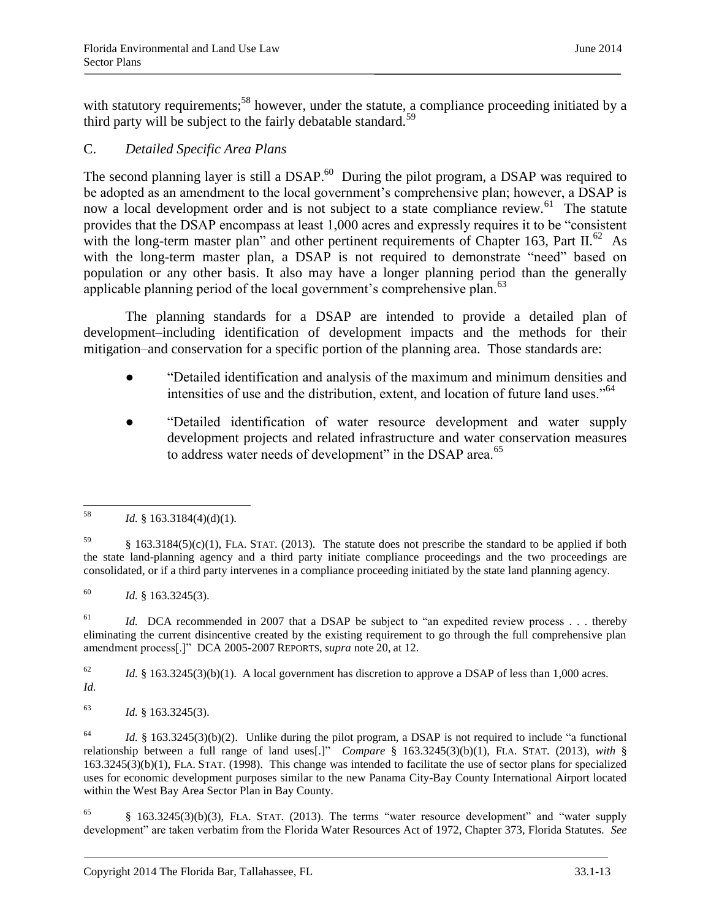with statutory requirements;[58] however, under the statute, a compliance proceeding initiated by a third party will be subject to the fairly debatable standard.[59]

C. *Detailed Specific Area Plans*

The second planning layer is still a DSAP.[60] During the pilot program, a DSAP was required to be adopted as an amendment to the local government's comprehensive plan; however, a DSAP is now a local development order and is not subject to a state compliance review.[61] The statute provides that the DSAP encompass at least 1,000 acres and expressly requires it to be "consistent with the long-term master plan" and other pertinent requirements of Chapter 163, Part II.[62] As with the long-term master plan, a DSAP is not required to demonstrate "need" based on population or any other basis. It also may have a longer planning period than the generally applicable planning period of the local government's comprehensive plan.[63]

The planning standards for a DSAP are intended to provide a detailed plan of development–including identification of development impacts and the methods for their mitigation–and conservation for a specific portion of the planning area. Those standards are:

- "Detailed identification and analysis of the maximum and minimum densities and intensities of use and the distribution, extent, and location of future land uses."[64]
- "Detailed identification of water resource development and water supply development projects and related infrastructure and water conservation measures to address water needs of development" in the DSAP area.[65]

---

[58] *Id.* § 163.3184(4)(d)(1).

[59] § 163.3184(5)(c)(1), FLA. STAT. (2013). The statute does not prescribe the standard to be applied if both the state land-planning agency and a third party initiate compliance proceedings and the two proceedings are consolidated, or if a third party intervenes in a compliance proceeding initiated by the state land planning agency.

[60] *Id.* § 163.3245(3).

[61] *Id.* DCA recommended in 2007 that a DSAP be subject to "an expedited review process . . . thereby eliminating the current disincentive created by the existing requirement to go through the full comprehensive plan amendment process[.]" DCA 2005-2007 REPORTS, *supra* note 20, at 12.

[62] *Id.* § 163.3245(3)(b)(1). A local government has discretion to approve a DSAP of less than 1,000 acres. *Id.*

[63] *Id.* § 163.3245(3).

[64] *Id.* § 163.3245(3)(b)(2). Unlike during the pilot program, a DSAP is not required to include "a functional relationship between a full range of land uses[.]" *Compare* § 163.3245(3)(b)(1), FLA. STAT. (2013), *with* § 163.3245(3)(b)(1), FLA. STAT. (1998). This change was intended to facilitate the use of sector plans for specialized uses for economic development purposes similar to the new Panama City-Bay County International Airport located within the West Bay Area Sector Plan in Bay County.

[65] § 163.3245(3)(b)(3), FLA. STAT. (2013). The terms "water resource development" and "water supply development" are taken verbatim from the Florida Water Resources Act of 1972, Chapter 373, Florida Statutes. *See*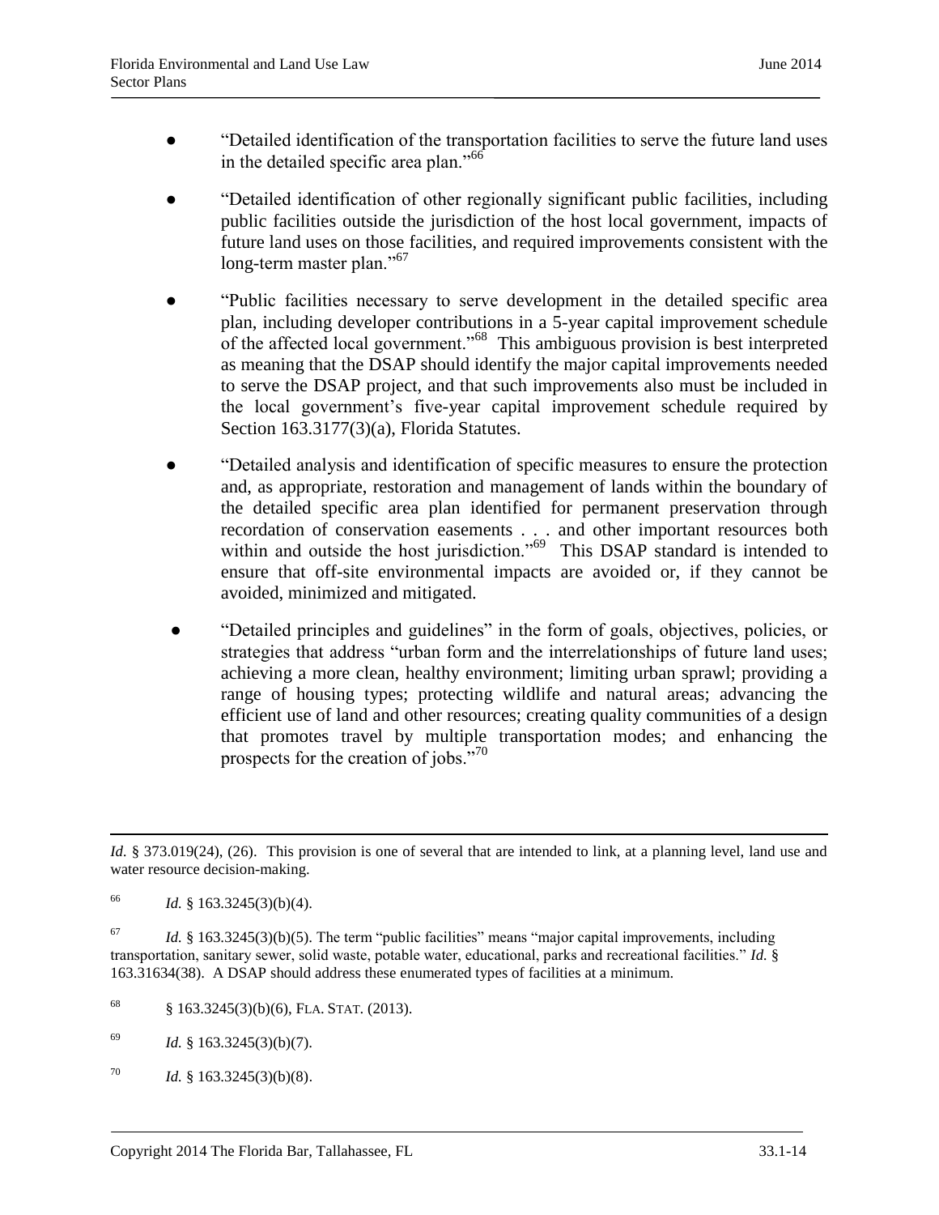- "Detailed identification of the transportation facilities to serve the future land uses in the detailed specific area plan."[66]

- "Detailed identification of other regionally significant public facilities, including public facilities outside the jurisdiction of the host local government, impacts of future land uses on those facilities, and required improvements consistent with the long-term master plan."[67]

- "Public facilities necessary to serve development in the detailed specific area plan, including developer contributions in a 5-year capital improvement schedule of the affected local government."[68] This ambiguous provision is best interpreted as meaning that the DSAP should identify the major capital improvements needed to serve the DSAP project, and that such improvements also must be included in the local government's five-year capital improvement schedule required by Section 163.3177(3)(a), Florida Statutes.

- "Detailed analysis and identification of specific measures to ensure the protection and, as appropriate, restoration and management of lands within the boundary of the detailed specific area plan identified for permanent preservation through recordation of conservation easements . . . and other important resources both within and outside the host jurisdiction."[69] This DSAP standard is intended to ensure that off-site environmental impacts are avoided or, if they cannot be avoided, minimized and mitigated.

- "Detailed principles and guidelines" in the form of goals, objectives, policies, or strategies that address "urban form and the interrelationships of future land uses; achieving a more clean, healthy environment; limiting urban sprawl; providing a range of housing types; protecting wildlife and natural areas; advancing the efficient use of land and other resources; creating quality communities of a design that promotes travel by multiple transportation modes; and enhancing the prospects for the creation of jobs."[70]

---

*Id.* § 373.019(24), (26). This provision is one of several that are intended to link, at a planning level, land use and water resource decision-making.

[66] *Id.* § 163.3245(3)(b)(4).

[67] *Id.* § 163.3245(3)(b)(5). The term "public facilities" means "major capital improvements, including transportation, sanitary sewer, solid waste, potable water, educational, parks and recreational facilities." *Id.* § 163.31634(38). A DSAP should address these enumerated types of facilities at a minimum.

[68] § 163.3245(3)(b)(6), FLA. STAT. (2013).

[69] *Id.* § 163.3245(3)(b)(7).

[70] *Id.* § 163.3245(3)(b)(8).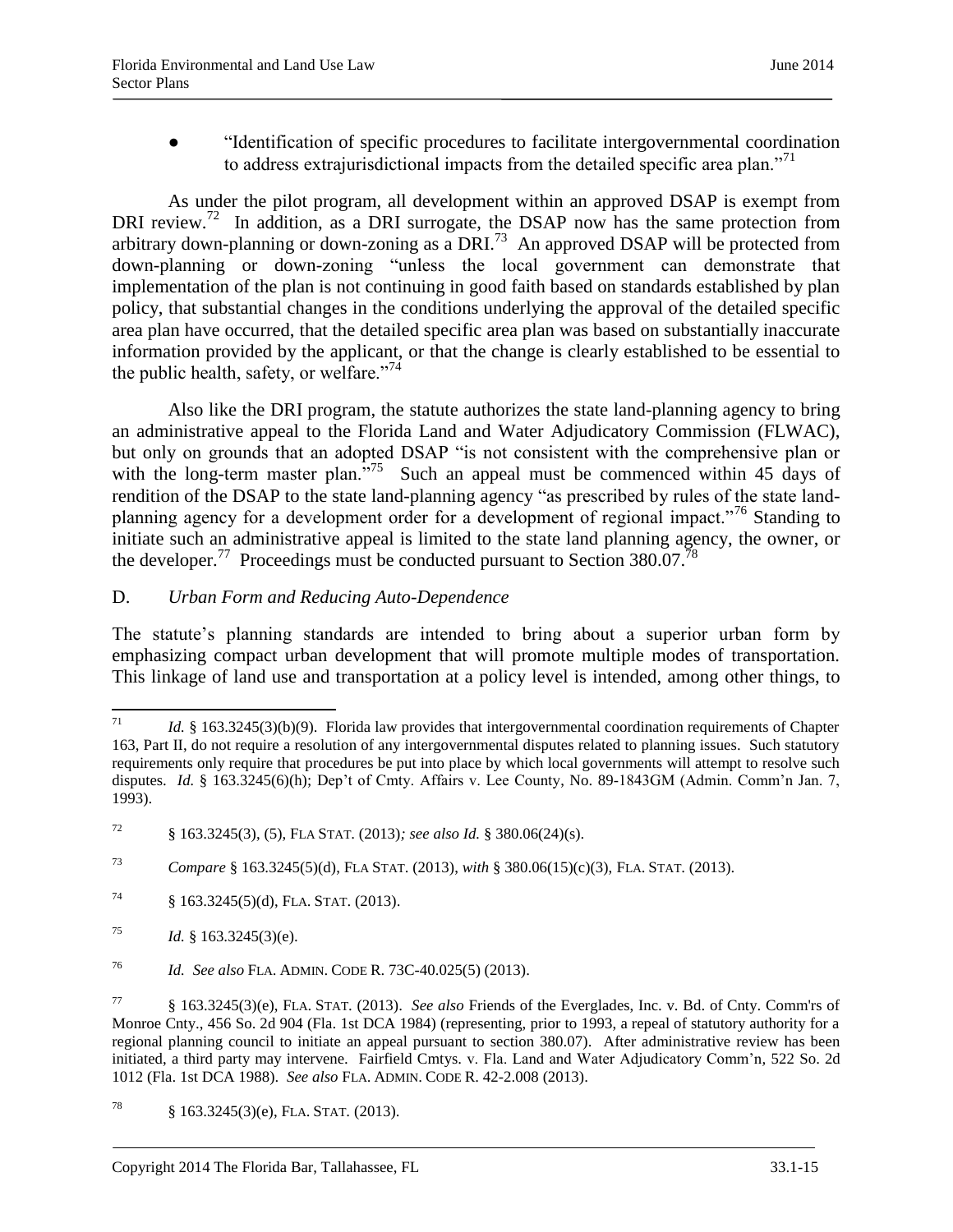- "Identification of specific procedures to facilitate intergovernmental coordination to address extrajurisdictional impacts from the detailed specific area plan."[71]

As under the pilot program, all development within an approved DSAP is exempt from DRI review.[72] In addition, as a DRI surrogate, the DSAP now has the same protection from arbitrary down-planning or down-zoning as a DRI.[73] An approved DSAP will be protected from down-planning or down-zoning "unless the local government can demonstrate that implementation of the plan is not continuing in good faith based on standards established by plan policy, that substantial changes in the conditions underlying the approval of the detailed specific area plan have occurred, that the detailed specific area plan was based on substantially inaccurate information provided by the applicant, or that the change is clearly established to be essential to the public health, safety, or welfare."[74]

Also like the DRI program, the statute authorizes the state land-planning agency to bring an administrative appeal to the Florida Land and Water Adjudicatory Commission (FLWAC), but only on grounds that an adopted DSAP "is not consistent with the comprehensive plan or with the long-term master plan."[75] Such an appeal must be commenced within 45 days of rendition of the DSAP to the state land-planning agency "as prescribed by rules of the state land-planning agency for a development order for a development of regional impact."[76] Standing to initiate such an administrative appeal is limited to the state land planning agency, the owner, or the developer.[77] Proceedings must be conducted pursuant to Section 380.07.[78]

D. *Urban Form and Reducing Auto-Dependence*

The statute's planning standards are intended to bring about a superior urban form by emphasizing compact urban development that will promote multiple modes of transportation. This linkage of land use and transportation at a policy level is intended, among other things, to

---

[71] *Id.* § 163.3245(3)(b)(9). Florida law provides that intergovernmental coordination requirements of Chapter 163, Part II, do not require a resolution of any intergovernmental disputes related to planning issues. Such statutory requirements only require that procedures be put into place by which local governments will attempt to resolve such disputes. *Id.* § 163.3245(6)(h); Dep't of Cmty. Affairs v. Lee County, No. 89-1843GM (Admin. Comm'n Jan. 7, 1993).

[72] § 163.3245(3), (5), FLA STAT. (2013)*; see also Id.* § 380.06(24)(s).

[73] *Compare* § 163.3245(5)(d), FLA STAT. (2013), *with* § 380.06(15)(c)(3), FLA. STAT. (2013).

[74] § 163.3245(5)(d), FLA. STAT. (2013).

[75] *Id.* § 163.3245(3)(e).

[76] *Id. See also* FLA. ADMIN. CODE R. 73C-40.025(5) (2013).

[77] § 163.3245(3)(e), FLA. STAT. (2013). *See also* Friends of the Everglades, Inc. v. Bd. of Cnty. Comm'rs of Monroe Cnty., 456 So. 2d 904 (Fla. 1st DCA 1984) (representing, prior to 1993, a repeal of statutory authority for a regional planning council to initiate an appeal pursuant to section 380.07). After administrative review has been initiated, a third party may intervene. Fairfield Cmtys. v. Fla. Land and Water Adjudicatory Comm'n, 522 So. 2d 1012 (Fla. 1st DCA 1988). *See also* FLA. ADMIN. CODE R. 42-2.008 (2013).

[78] § 163.3245(3)(e), FLA. STAT. (2013).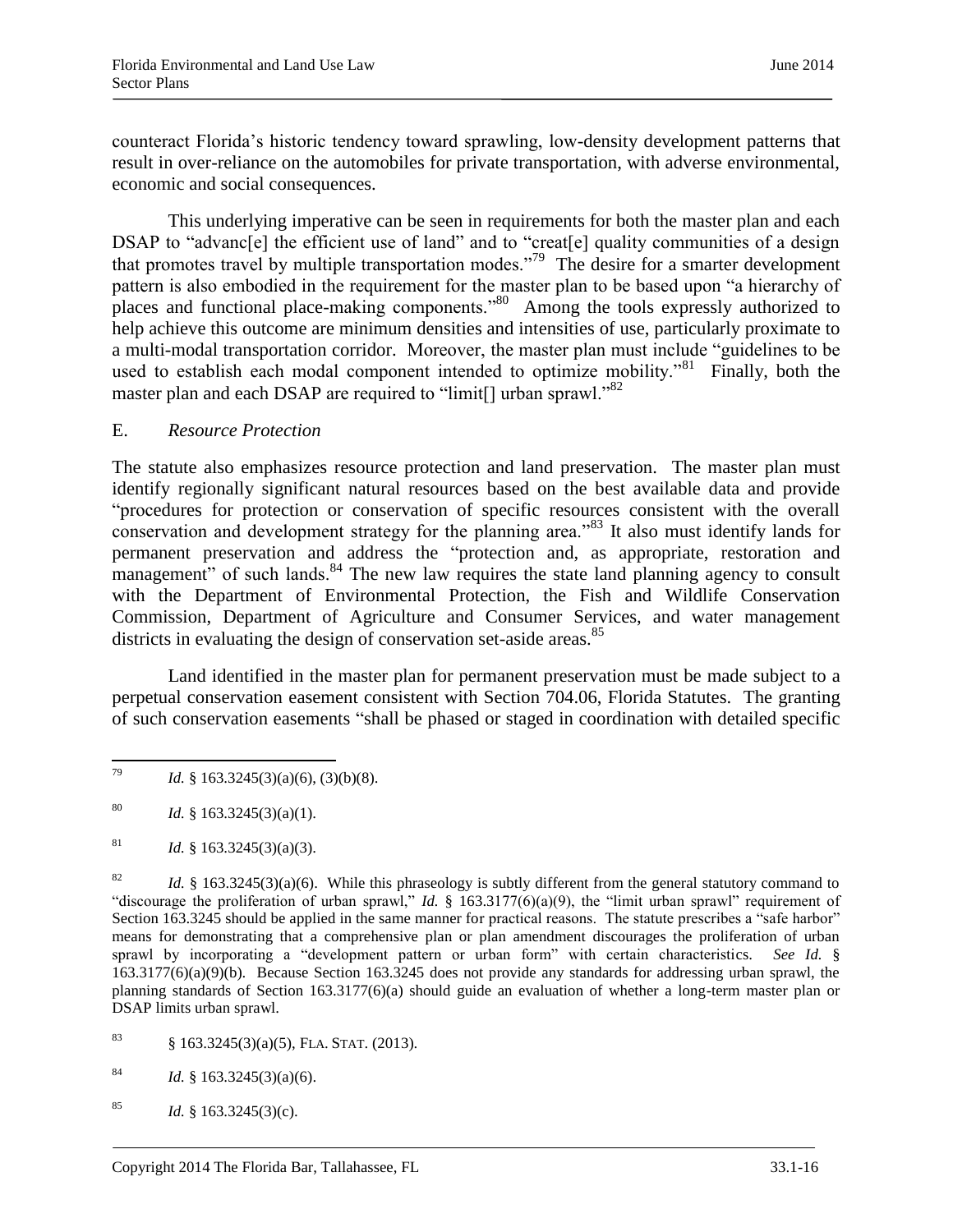counteract Florida's historic tendency toward sprawling, low-density development patterns that result in over-reliance on the automobiles for private transportation, with adverse environmental, economic and social consequences.

This underlying imperative can be seen in requirements for both the master plan and each DSAP to "advanc[e] the efficient use of land" and to "creat[e] quality communities of a design that promotes travel by multiple transportation modes."[79] The desire for a smarter development pattern is also embodied in the requirement for the master plan to be based upon "a hierarchy of places and functional place-making components."[80] Among the tools expressly authorized to help achieve this outcome are minimum densities and intensities of use, particularly proximate to a multi-modal transportation corridor. Moreover, the master plan must include "guidelines to be used to establish each modal component intended to optimize mobility."[81] Finally, both the master plan and each DSAP are required to "limit[] urban sprawl."[82]

## E. *Resource Protection*

The statute also emphasizes resource protection and land preservation. The master plan must identify regionally significant natural resources based on the best available data and provide "procedures for protection or conservation of specific resources consistent with the overall conservation and development strategy for the planning area."[83] It also must identify lands for permanent preservation and address the "protection and, as appropriate, restoration and management" of such lands.[84] The new law requires the state land planning agency to consult with the Department of Environmental Protection, the Fish and Wildlife Conservation Commission, Department of Agriculture and Consumer Services, and water management districts in evaluating the design of conservation set-aside areas.[85]

Land identified in the master plan for permanent preservation must be made subject to a perpetual conservation easement consistent with Section 704.06, Florida Statutes. The granting of such conservation easements "shall be phased or staged in coordination with detailed specific

---

[79] *Id.* § 163.3245(3)(a)(6), (3)(b)(8).

[80] *Id.* § 163.3245(3)(a)(1).

[81] *Id.* § 163.3245(3)(a)(3).

[82] *Id.* § 163.3245(3)(a)(6). While this phraseology is subtly different from the general statutory command to "discourage the proliferation of urban sprawl," *Id.* § 163.3177(6)(a)(9), the "limit urban sprawl" requirement of Section 163.3245 should be applied in the same manner for practical reasons. The statute prescribes a "safe harbor" means for demonstrating that a comprehensive plan or plan amendment discourages the proliferation of urban sprawl by incorporating a "development pattern or urban form" with certain characteristics. *See Id.* § 163.3177(6)(a)(9)(b). Because Section 163.3245 does not provide any standards for addressing urban sprawl, the planning standards of Section 163.3177(6)(a) should guide an evaluation of whether a long-term master plan or DSAP limits urban sprawl.

[83] § 163.3245(3)(a)(5), FLA. STAT. (2013).

[84] *Id.* § 163.3245(3)(a)(6).

[85] *Id.* § 163.3245(3)(c).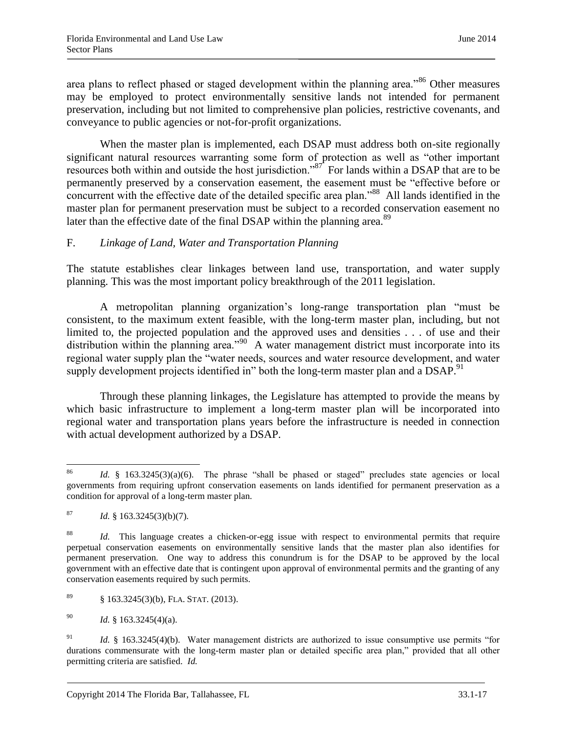area plans to reflect phased or staged development within the planning area."[86] Other measures may be employed to protect environmentally sensitive lands not intended for permanent preservation, including but not limited to comprehensive plan policies, restrictive covenants, and conveyance to public agencies or not-for-profit organizations.

When the master plan is implemented, each DSAP must address both on-site regionally significant natural resources warranting some form of protection as well as "other important resources both within and outside the host jurisdiction."[87] For lands within a DSAP that are to be permanently preserved by a conservation easement, the easement must be "effective before or concurrent with the effective date of the detailed specific area plan."[88] All lands identified in the master plan for permanent preservation must be subject to a recorded conservation easement no later than the effective date of the final DSAP within the planning area.[89]

F. *Linkage of Land, Water and Transportation Planning*

The statute establishes clear linkages between land use, transportation, and water supply planning. This was the most important policy breakthrough of the 2011 legislation.

A metropolitan planning organization's long-range transportation plan "must be consistent, to the maximum extent feasible, with the long-term master plan, including, but not limited to, the projected population and the approved uses and densities . . . of use and their distribution within the planning area."[90] A water management district must incorporate into its regional water supply plan the "water needs, sources and water resource development, and water supply development projects identified in" both the long-term master plan and a DSAP.[91]

Through these planning linkages, the Legislature has attempted to provide the means by which basic infrastructure to implement a long-term master plan will be incorporated into regional water and transportation plans years before the infrastructure is needed in connection with actual development authorized by a DSAP.

---

[86] *Id.* § 163.3245(3)(a)(6). The phrase "shall be phased or staged" precludes state agencies or local governments from requiring upfront conservation easements on lands identified for permanent preservation as a condition for approval of a long-term master plan.

[87] *Id.* § 163.3245(3)(b)(7).

[88] *Id.* This language creates a chicken-or-egg issue with respect to environmental permits that require perpetual conservation easements on environmentally sensitive lands that the master plan also identifies for permanent preservation. One way to address this conundrum is for the DSAP to be approved by the local government with an effective date that is contingent upon approval of environmental permits and the granting of any conservation easements required by such permits.

[89] § 163.3245(3)(b), FLA. STAT. (2013).

[90] *Id.* § 163.3245(4)(a).

[91] *Id.* § 163.3245(4)(b). Water management districts are authorized to issue consumptive use permits "for durations commensurate with the long-term master plan or detailed specific area plan," provided that all other permitting criteria are satisfied. *Id.*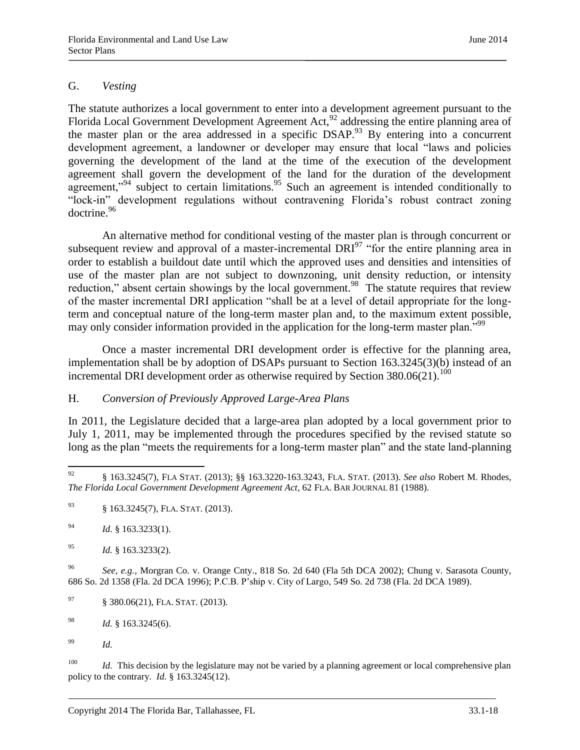G. *Vesting*

The statute authorizes a local government to enter into a development agreement pursuant to the Florida Local Government Development Agreement Act,[92] addressing the entire planning area of the master plan or the area addressed in a specific DSAP.[93] By entering into a concurrent development agreement, a landowner or developer may ensure that local "laws and policies governing the development of the land at the time of the execution of the development agreement shall govern the development of the land for the duration of the development agreement,"[94] subject to certain limitations.[95] Such an agreement is intended conditionally to "lock-in" development regulations without contravening Florida's robust contract zoning doctrine.[96]

An alternative method for conditional vesting of the master plan is through concurrent or subsequent review and approval of a master-incremental DRI[97] "for the entire planning area in order to establish a buildout date until which the approved uses and densities and intensities of use of the master plan are not subject to downzoning, unit density reduction, or intensity reduction," absent certain showings by the local government.[98] The statute requires that review of the master incremental DRI application "shall be at a level of detail appropriate for the long-term and conceptual nature of the long-term master plan and, to the maximum extent possible, may only consider information provided in the application for the long-term master plan."[99]

Once a master incremental DRI development order is effective for the planning area, implementation shall be by adoption of DSAPs pursuant to Section 163.3245(3)(b) instead of an incremental DRI development order as otherwise required by Section 380.06(21).[100]

H. *Conversion of Previously Approved Large-Area Plans*

In 2011, the Legislature decided that a large-area plan adopted by a local government prior to July 1, 2011, may be implemented through the procedures specified by the revised statute so long as the plan "meets the requirements for a long-term master plan" and the state land-planning

---

[92] § 163.3245(7), FLA STAT. (2013); §§ 163.3220-163.3243, FLA. STAT. (2013). *See also* Robert M. Rhodes, *The Florida Local Government Development Agreement Act*, 62 FLA. BAR JOURNAL 81 (1988).

[93] § 163.3245(7), FLA. STAT. (2013).

[94] *Id.* § 163.3233(1).

[95] *Id.* § 163.3233(2).

[96] *See, e.g.*, Morgran Co. v. Orange Cnty., 818 So. 2d 640 (Fla 5th DCA 2002); Chung v. Sarasota County, 686 So. 2d 1358 (Fla. 2d DCA 1996); P.C.B. P'ship v. City of Largo, 549 So. 2d 738 (Fla. 2d DCA 1989).

[97] § 380.06(21), FLA. STAT. (2013).

[98] *Id.* § 163.3245(6).

[99] *Id.*

[100] *Id.* This decision by the legislature may not be varied by a planning agreement or local comprehensive plan policy to the contrary. *Id.* § 163.3245(12).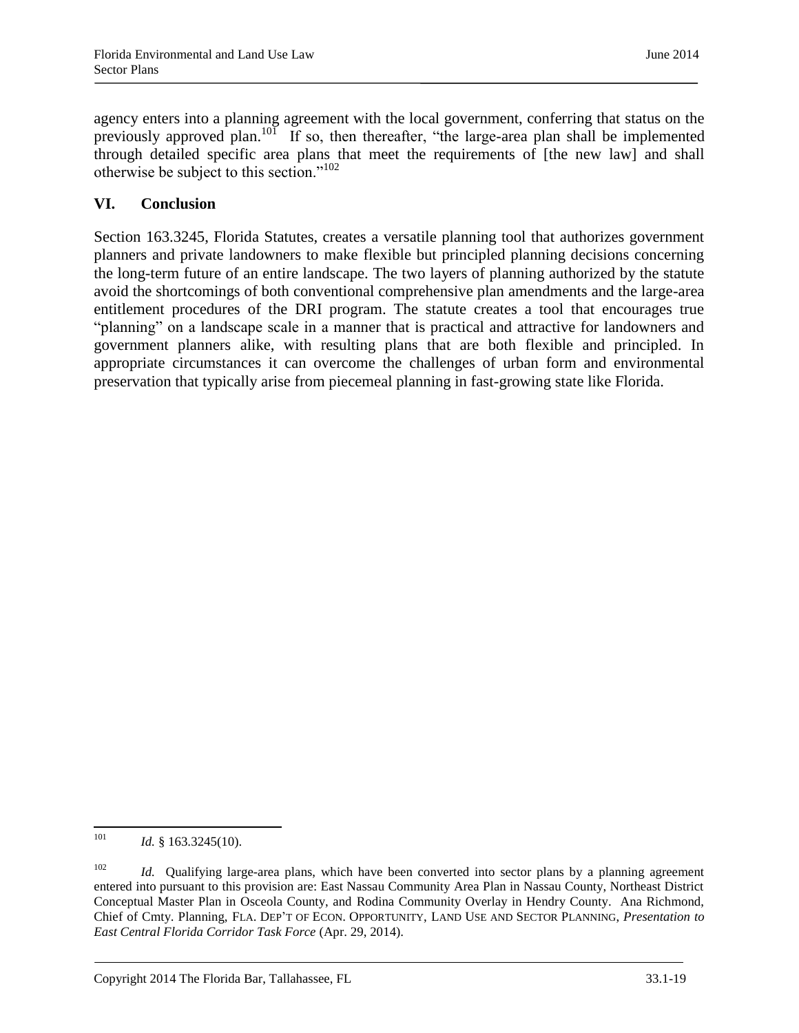agency enters into a planning agreement with the local government, conferring that status on the previously approved plan.[101] If so, then thereafter, "the large-area plan shall be implemented through detailed specific area plans that meet the requirements of [the new law] and shall otherwise be subject to this section."[102]

## VI. Conclusion

Section 163.3245, Florida Statutes, creates a versatile planning tool that authorizes government planners and private landowners to make flexible but principled planning decisions concerning the long-term future of an entire landscape. The two layers of planning authorized by the statute avoid the shortcomings of both conventional comprehensive plan amendments and the large-area entitlement procedures of the DRI program. The statute creates a tool that encourages true "planning" on a landscape scale in a manner that is practical and attractive for landowners and government planners alike, with resulting plans that are both flexible and principled. In appropriate circumstances it can overcome the challenges of urban form and environmental preservation that typically arise from piecemeal planning in fast-growing state like Florida.

---

[101] *Id.* § 163.3245(10).

[102] *Id.* Qualifying large-area plans, which have been converted into sector plans by a planning agreement entered into pursuant to this provision are: East Nassau Community Area Plan in Nassau County, Northeast District Conceptual Master Plan in Osceola County, and Rodina Community Overlay in Hendry County. Ana Richmond, Chief of Cmty. Planning, FLA. DEP'T OF ECON. OPPORTUNITY, LAND USE AND SECTOR PLANNING, *Presentation to East Central Florida Corridor Task Force* (Apr. 29, 2014).